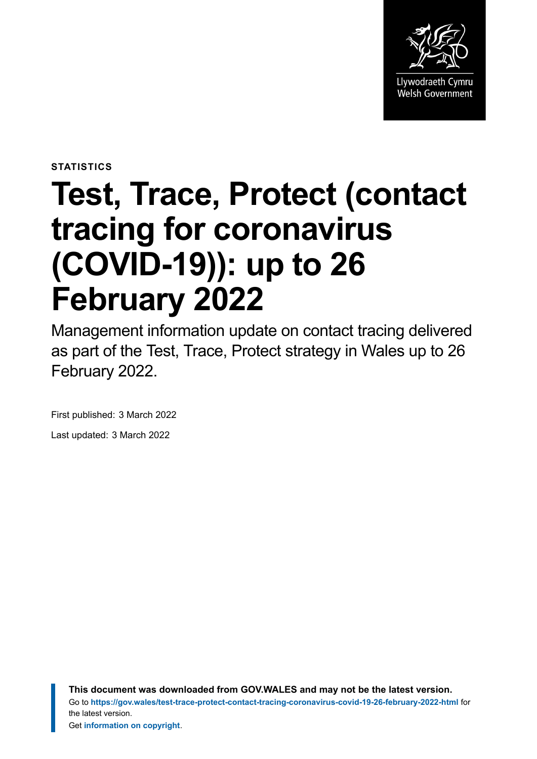Llywodraeth Cymru
Welsh Government

STATISTICS

# Test, Trace, Protect (contact tracing for coronavirus (COVID-19)): up to 26 February 2022

Management information update on contact tracing delivered as part of the Test, Trace, Protect strategy in Wales up to 26 February 2022.

First published: 3 March 2022

Last updated: 3 March 2022

**This document was downloaded from GOV.WALES and may not be the latest version.**
Go to **https://gov.wales/test-trace-protect-contact-tracing-coronavirus-covid-19-26-february-2022-html** for the latest version.
Get **information on copyright**.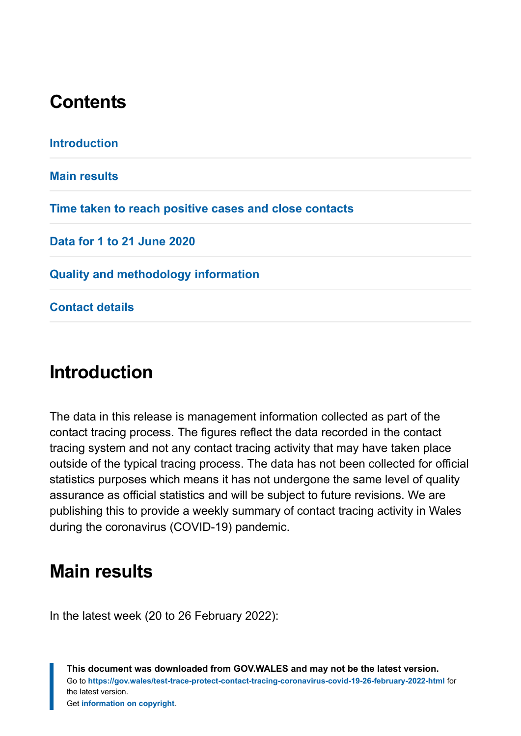## Contents

Introduction

Main results

Time taken to reach positive cases and close contacts

Data for 1 to 21 June 2020

Quality and methodology information

Contact details

## Introduction

The data in this release is management information collected as part of the contact tracing process. The figures reflect the data recorded in the contact tracing system and not any contact tracing activity that may have taken place outside of the typical tracing process. The data has not been collected for official statistics purposes which means it has not undergone the same level of quality assurance as official statistics and will be subject to future revisions. We are publishing this to provide a weekly summary of contact tracing activity in Wales during the coronavirus (COVID-19) pandemic.

## Main results

In the latest week (20 to 26 February 2022):

**This document was downloaded from GOV.WALES and may not be the latest version.**
Go to **https://gov.wales/test-trace-protect-contact-tracing-coronavirus-covid-19-26-february-2022-html** for the latest version.
Get **information on copyright**.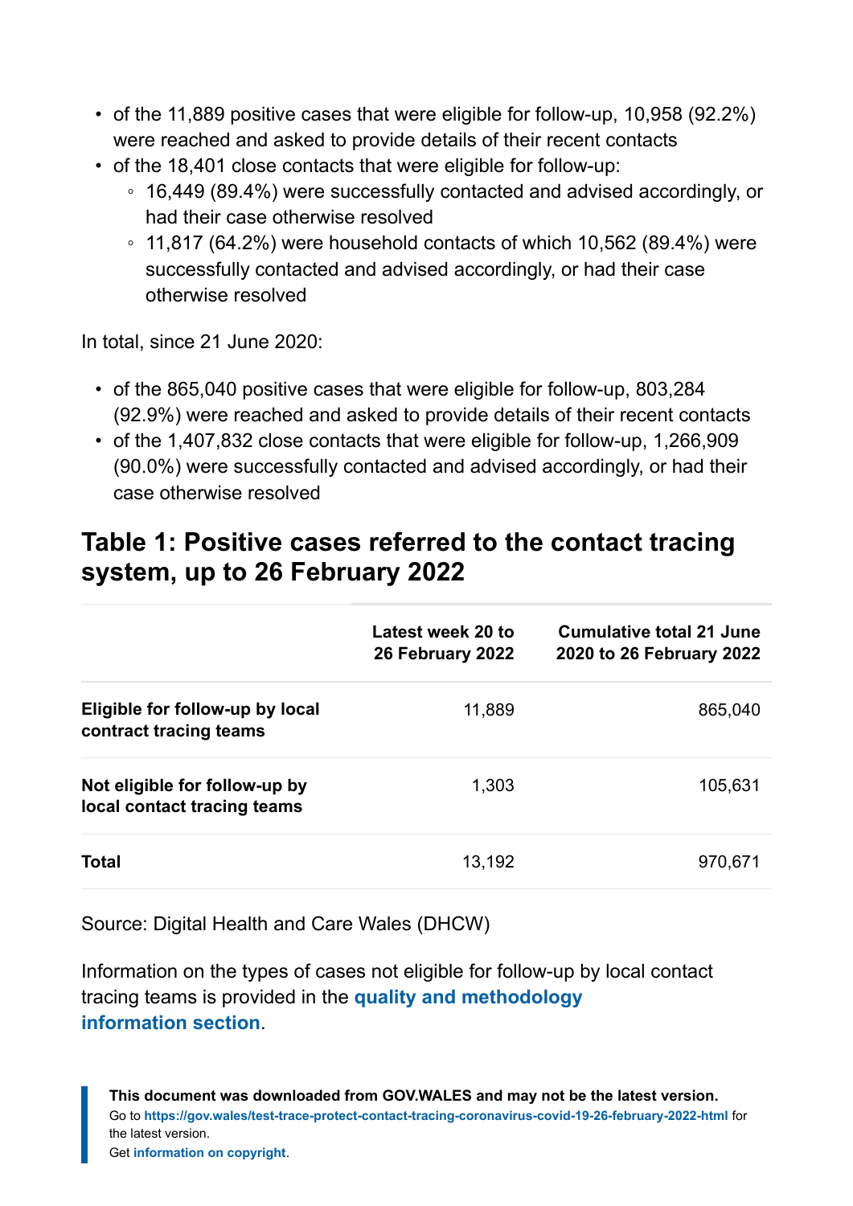- of the 11,889 positive cases that were eligible for follow-up, 10,958 (92.2%) were reached and asked to provide details of their recent contacts
- of the 18,401 close contacts that were eligible for follow-up:
    - 16,449 (89.4%) were successfully contacted and advised accordingly, or had their case otherwise resolved
    - 11,817 (64.2%) were household contacts of which 10,562 (89.4%) were successfully contacted and advised accordingly, or had their case otherwise resolved

In total, since 21 June 2020:

- of the 865,040 positive cases that were eligible for follow-up, 803,284 (92.9%) were reached and asked to provide details of their recent contacts
- of the 1,407,832 close contacts that were eligible for follow-up, 1,266,909 (90.0%) were successfully contacted and advised accordingly, or had their case otherwise resolved

## Table 1: Positive cases referred to the contact tracing system, up to 26 February 2022

| | Latest week 20 to 26 February 2022 | Cumulative total 21 June 2020 to 26 February 2022 |
|---|---|---|
| **Eligible for follow-up by local contract tracing teams** | 11,889 | 865,040 |
| **Not eligible for follow-up by local contact tracing teams** | 1,303 | 105,631 |
| **Total** | 13,192 | 970,671 |

Source: Digital Health and Care Wales (DHCW)

Information on the types of cases not eligible for follow-up by local contact tracing teams is provided in the **quality and methodology information section**.

**This document was downloaded from GOV.WALES and may not be the latest version.**
Go to **https://gov.wales/test-trace-protect-contact-tracing-coronavirus-covid-19-26-february-2022-html** for the latest version.
Get **information on copyright**.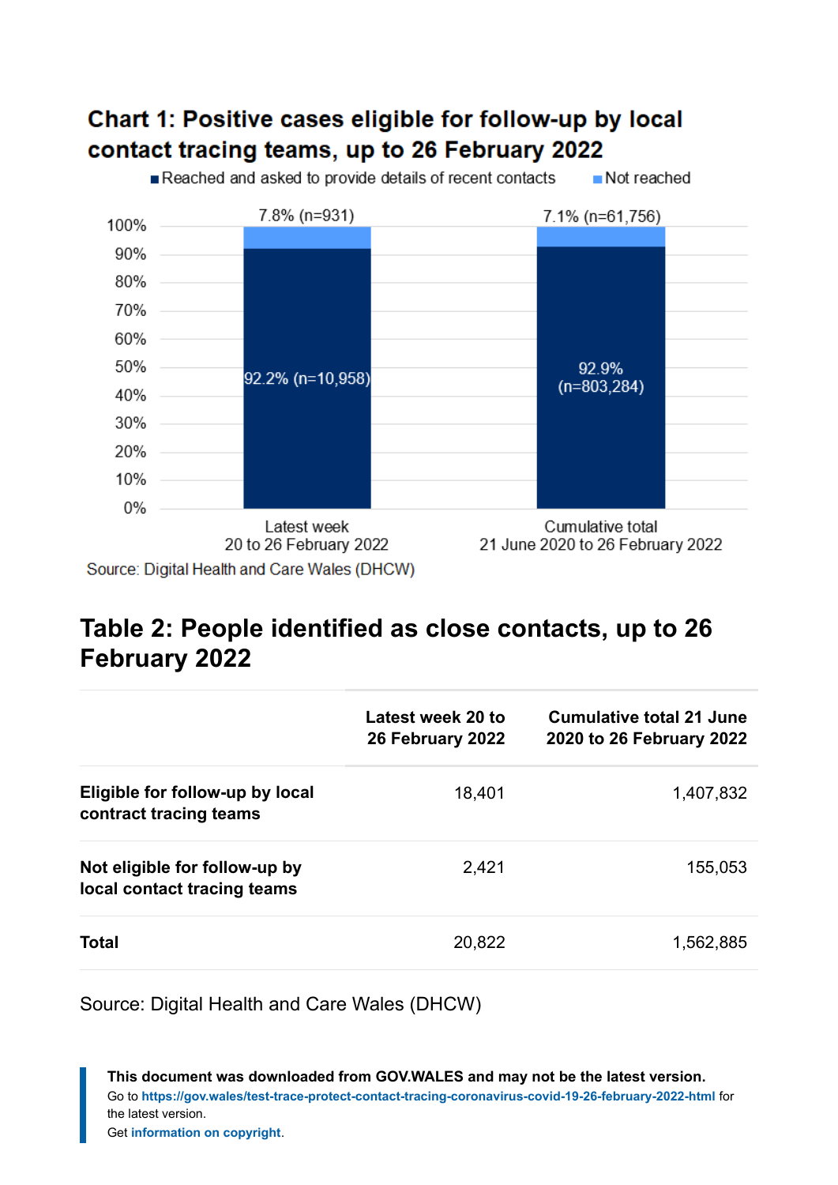## Chart 1: Positive cases eligible for follow-up by local contact tracing teams, up to 26 February 2022

Reached and asked to provide details of recent contacts

Not reached

100%
90%
80%
70%
60%
50%
40%
30%
20%
10%
0%

7.8% (n=931)

92.2% (n=10,958)

Latest week
20 to 26 February 2022

7.1% (n=61,756)

92.9% (n=803,284)

Cumulative total
21 June 2020 to 26 February 2022

Source: Digital Health and Care Wales (DHCW)

## Table 2: People identified as close contacts, up to 26 February 2022

| | Latest week 20 to 26 February 2022 | Cumulative total 21 June 2020 to 26 February 2022 |
|---|---|---|
| **Eligible for follow-up by local contract tracing teams** | 18,401 | 1,407,832 |
| **Not eligible for follow-up by local contact tracing teams** | 2,421 | 155,053 |
| **Total** | 20,822 | 1,562,885 |

Source: Digital Health and Care Wales (DHCW)

**This document was downloaded from GOV.WALES and may not be the latest version.**
Go to **https://gov.wales/test-trace-protect-contact-tracing-coronavirus-covid-19-26-february-2022-html** for the latest version.
Get **information on copyright**.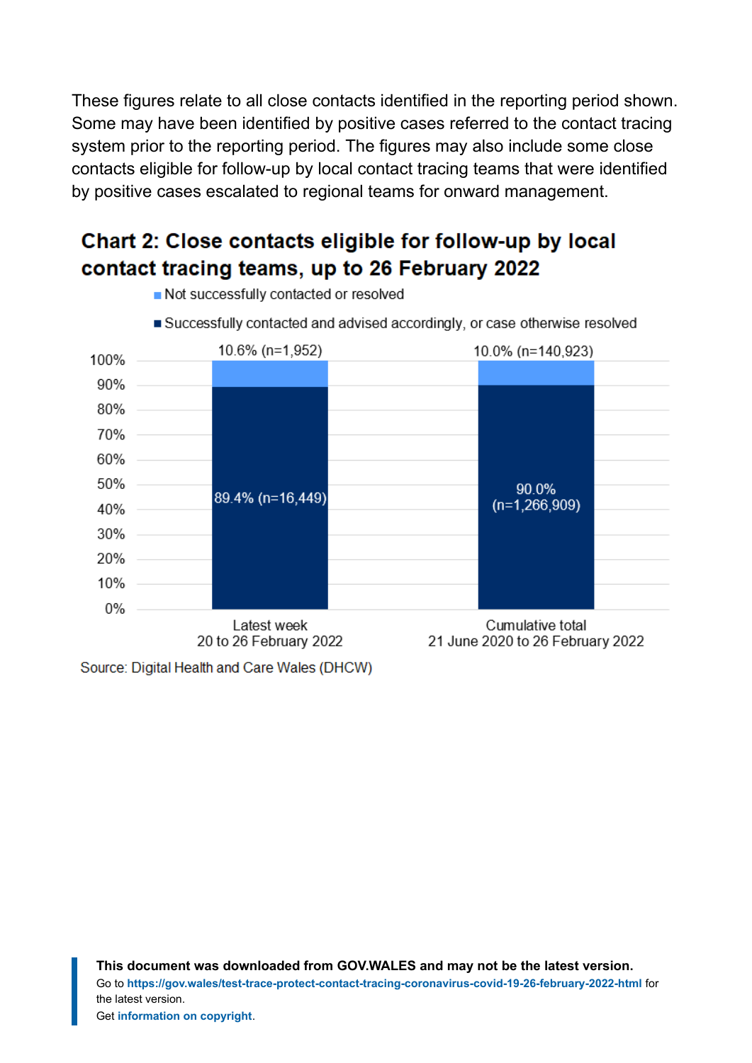These figures relate to all close contacts identified in the reporting period shown. Some may have been identified by positive cases referred to the contact tracing system prior to the reporting period. The figures may also include some close contacts eligible for follow-up by local contact tracing teams that were identified by positive cases escalated to regional teams for onward management.

## Chart 2: Close contacts eligible for follow-up by local contact tracing teams, up to 26 February 2022

Not successfully contacted or resolved

Successfully contacted and advised accordingly, or case otherwise resolved

100%
90%
80%
70%
60%
50%
40%
30%
20%
10%
0%

10.6% (n=1,952)

89.4% (n=16,449)

Latest week
20 to 26 February 2022

10.0% (n=140,923)

90.0%
(n=1,266,909)

Cumulative total
21 June 2020 to 26 February 2022

Source: Digital Health and Care Wales (DHCW)

**This document was downloaded from GOV.WALES and may not be the latest version.**
Go to **https://gov.wales/test-trace-protect-contact-tracing-coronavirus-covid-19-26-february-2022-html** for the latest version.
Get **information on copyright**.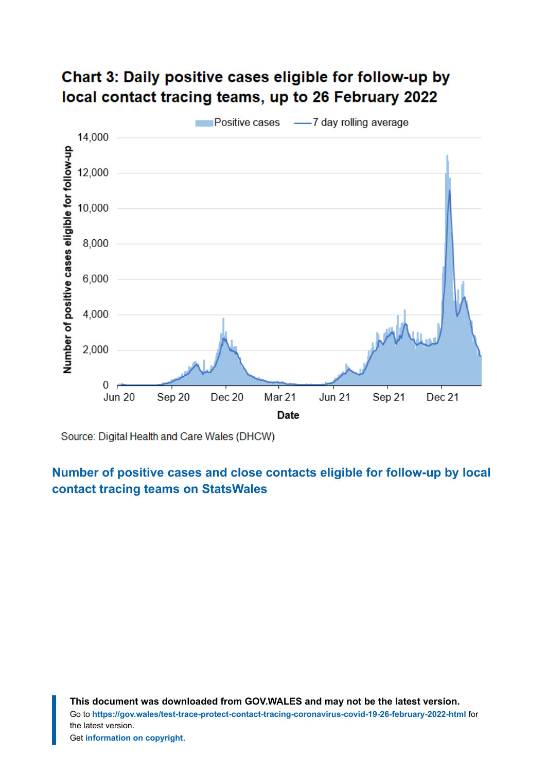### Chart 3: Daily positive cases eligible for follow-up by local contact tracing teams, up to 26 February 2022

Positive cases
7 day rolling average

Number of positive cases eligible for follow-up

14,000
12,000
10,000
8,000
6,000
4,000
2,000
0

Jun 20
Sep 20
Dec 20
Mar 21
Jun 21
Sep 21
Dec 21

Date

Source: Digital Health and Care Wales (DHCW)

**Number of positive cases and close contacts eligible for follow-up by local contact tracing teams on StatsWales**

**This document was downloaded from GOV.WALES and may not be the latest version.**
Go to **https://gov.wales/test-trace-protect-contact-tracing-coronavirus-covid-19-26-february-2022-html** for the latest version.
Get **information on copyright**.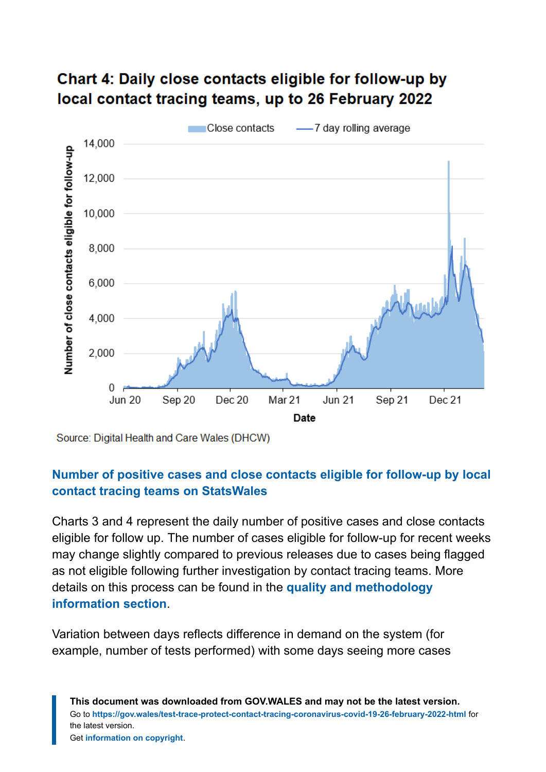## Chart 4: Daily close contacts eligible for follow-up by local contact tracing teams, up to 26 February 2022

Close contacts
7 day rolling average

Number of close contacts eligible for follow-up

14,000
12,000
10,000
8,000
6,000
4,000
2,000
0

Jun 20
Sep 20
Dec 20
Mar 21
Jun 21
Sep 21
Dec 21

Date

Source: Digital Health and Care Wales (DHCW)

**Number of positive cases and close contacts eligible for follow-up by local contact tracing teams on StatsWales**

Charts 3 and 4 represent the daily number of positive cases and close contacts eligible for follow up. The number of cases eligible for follow-up for recent weeks may change slightly compared to previous releases due to cases being flagged as not eligible following further investigation by contact tracing teams. More details on this process can be found in the **quality and methodology information section**.

Variation between days reflects difference in demand on the system (for example, number of tests performed) with some days seeing more cases

**This document was downloaded from GOV.WALES and may not be the latest version.**
Go to **https://gov.wales/test-trace-protect-contact-tracing-coronavirus-covid-19-26-february-2022-html** for the latest version.
Get **information on copyright**.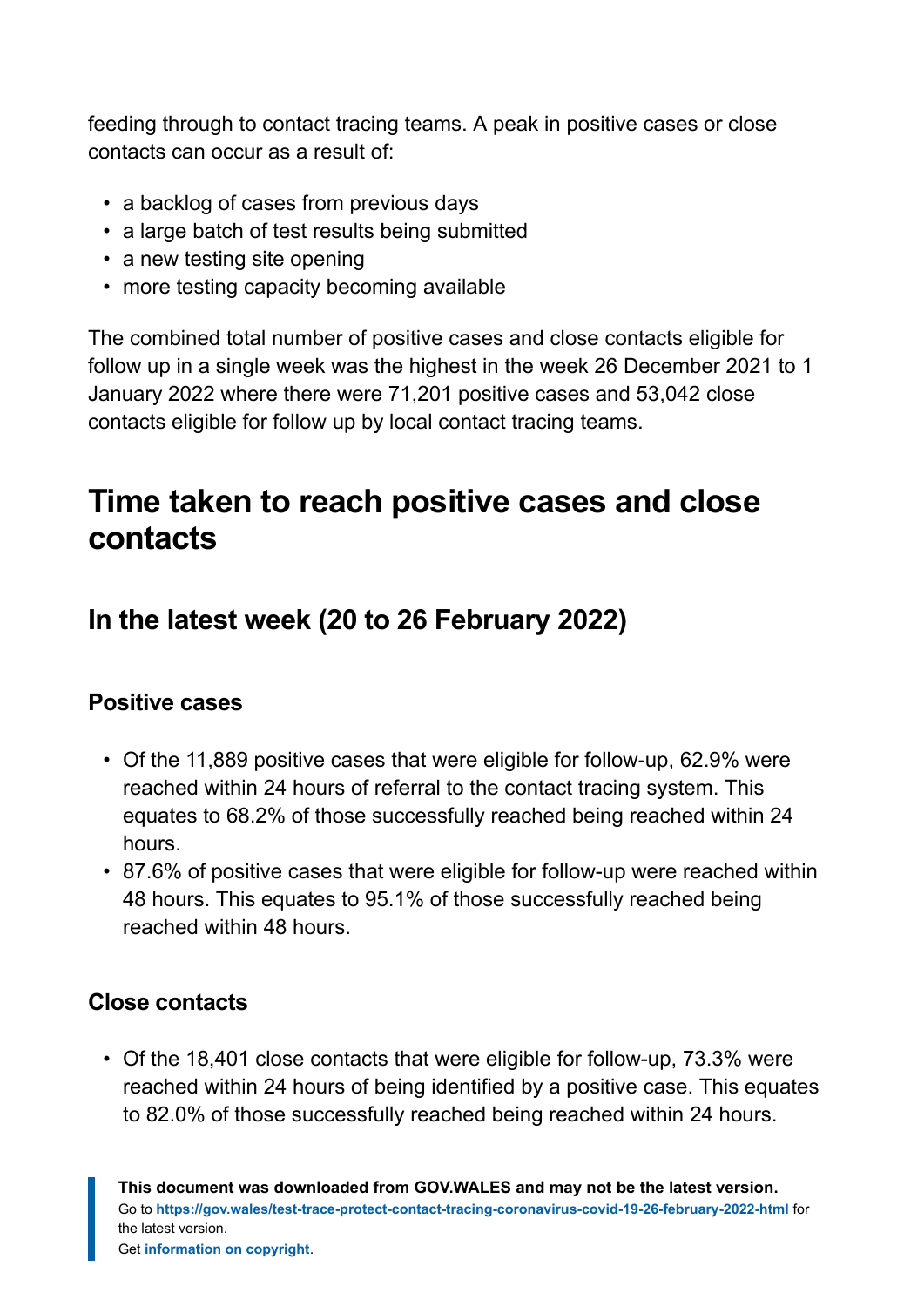feeding through to contact tracing teams. A peak in positive cases or close contacts can occur as a result of:

- a backlog of cases from previous days
- a large batch of test results being submitted
- a new testing site opening
- more testing capacity becoming available

The combined total number of positive cases and close contacts eligible for follow up in a single week was the highest in the week 26 December 2021 to 1 January 2022 where there were 71,201 positive cases and 53,042 close contacts eligible for follow up by local contact tracing teams.

## Time taken to reach positive cases and close contacts

### In the latest week (20 to 26 February 2022)

#### Positive cases

- Of the 11,889 positive cases that were eligible for follow-up, 62.9% were reached within 24 hours of referral to the contact tracing system. This equates to 68.2% of those successfully reached being reached within 24 hours.
- 87.6% of positive cases that were eligible for follow-up were reached within 48 hours. This equates to 95.1% of those successfully reached being reached within 48 hours.

#### Close contacts

- Of the 18,401 close contacts that were eligible for follow-up, 73.3% were reached within 24 hours of being identified by a positive case. This equates to 82.0% of those successfully reached being reached within 24 hours.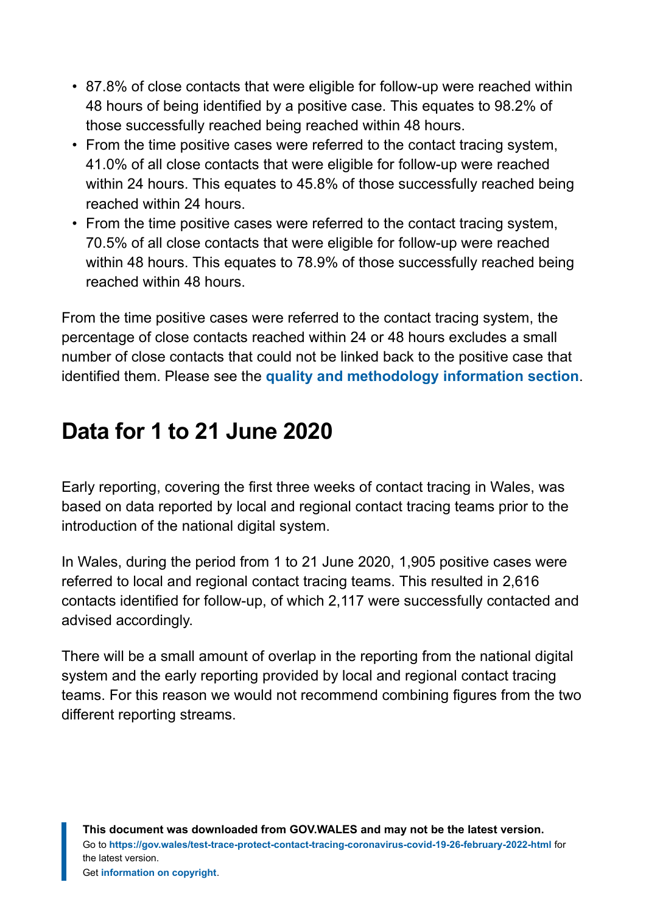- 87.8% of close contacts that were eligible for follow-up were reached within 48 hours of being identified by a positive case. This equates to 98.2% of those successfully reached being reached within 48 hours.
- From the time positive cases were referred to the contact tracing system, 41.0% of all close contacts that were eligible for follow-up were reached within 24 hours. This equates to 45.8% of those successfully reached being reached within 24 hours.
- From the time positive cases were referred to the contact tracing system, 70.5% of all close contacts that were eligible for follow-up were reached within 48 hours. This equates to 78.9% of those successfully reached being reached within 48 hours.

From the time positive cases were referred to the contact tracing system, the percentage of close contacts reached within 24 or 48 hours excludes a small number of close contacts that could not be linked back to the positive case that identified them. Please see the **quality and methodology information section**.

## Data for 1 to 21 June 2020

Early reporting, covering the first three weeks of contact tracing in Wales, was based on data reported by local and regional contact tracing teams prior to the introduction of the national digital system.

In Wales, during the period from 1 to 21 June 2020, 1,905 positive cases were referred to local and regional contact tracing teams. This resulted in 2,616 contacts identified for follow-up, of which 2,117 were successfully contacted and advised accordingly.

There will be a small amount of overlap in the reporting from the national digital system and the early reporting provided by local and regional contact tracing teams. For this reason we would not recommend combining figures from the two different reporting streams.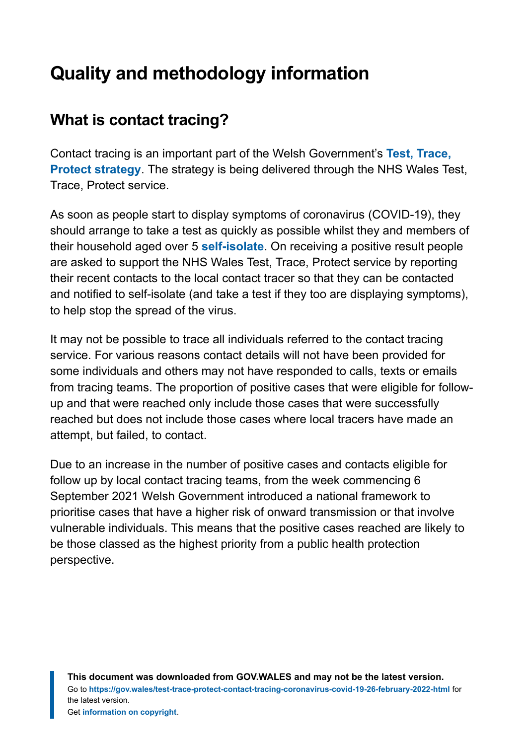# Quality and methodology information

## What is contact tracing?

Contact tracing is an important part of the Welsh Government's **Test, Trace, Protect strategy**. The strategy is being delivered through the NHS Wales Test, Trace, Protect service.

As soon as people start to display symptoms of coronavirus (COVID-19), they should arrange to take a test as quickly as possible whilst they and members of their household aged over 5 **self-isolate**. On receiving a positive result people are asked to support the NHS Wales Test, Trace, Protect service by reporting their recent contacts to the local contact tracer so that they can be contacted and notified to self-isolate (and take a test if they too are displaying symptoms), to help stop the spread of the virus.

It may not be possible to trace all individuals referred to the contact tracing service. For various reasons contact details will not have been provided for some individuals and others may not have responded to calls, texts or emails from tracing teams. The proportion of positive cases that were eligible for follow-up and that were reached only include those cases that were successfully reached but does not include those cases where local tracers have made an attempt, but failed, to contact.

Due to an increase in the number of positive cases and contacts eligible for follow up by local contact tracing teams, from the week commencing 6 September 2021 Welsh Government introduced a national framework to prioritise cases that have a higher risk of onward transmission or that involve vulnerable individuals. This means that the positive cases reached are likely to be those classed as the highest priority from a public health protection perspective.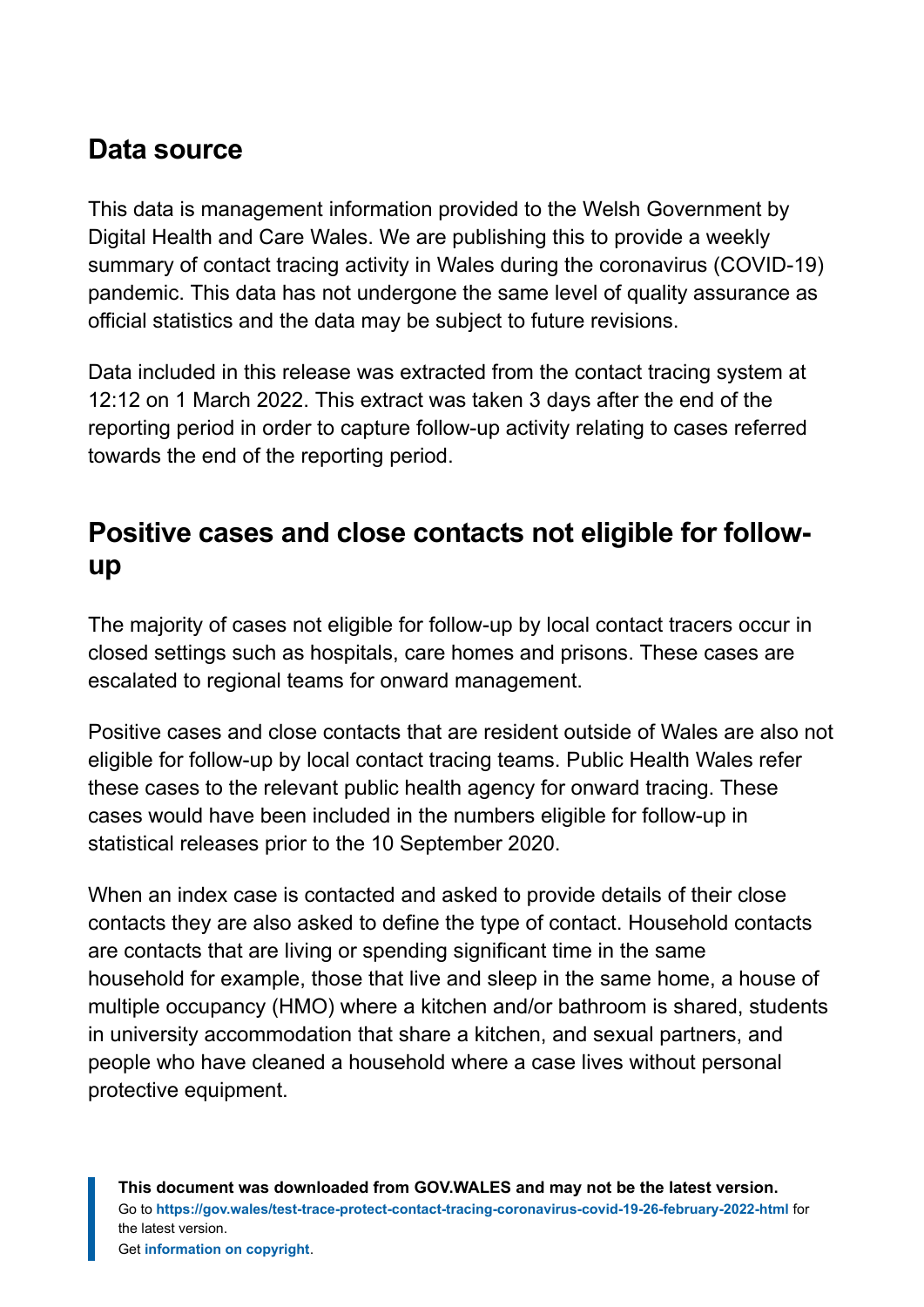## Data source

This data is management information provided to the Welsh Government by Digital Health and Care Wales. We are publishing this to provide a weekly summary of contact tracing activity in Wales during the coronavirus (COVID-19) pandemic. This data has not undergone the same level of quality assurance as official statistics and the data may be subject to future revisions.

Data included in this release was extracted from the contact tracing system at 12:12 on 1 March 2022. This extract was taken 3 days after the end of the reporting period in order to capture follow-up activity relating to cases referred towards the end of the reporting period.

## Positive cases and close contacts not eligible for follow-up

The majority of cases not eligible for follow-up by local contact tracers occur in closed settings such as hospitals, care homes and prisons. These cases are escalated to regional teams for onward management.

Positive cases and close contacts that are resident outside of Wales are also not eligible for follow-up by local contact tracing teams. Public Health Wales refer these cases to the relevant public health agency for onward tracing. These cases would have been included in the numbers eligible for follow-up in statistical releases prior to the 10 September 2020.

When an index case is contacted and asked to provide details of their close contacts they are also asked to define the type of contact. Household contacts are contacts that are living or spending significant time in the same household for example, those that live and sleep in the same home, a house of multiple occupancy (HMO) where a kitchen and/or bathroom is shared, students in university accommodation that share a kitchen, and sexual partners, and people who have cleaned a household where a case lives without personal protective equipment.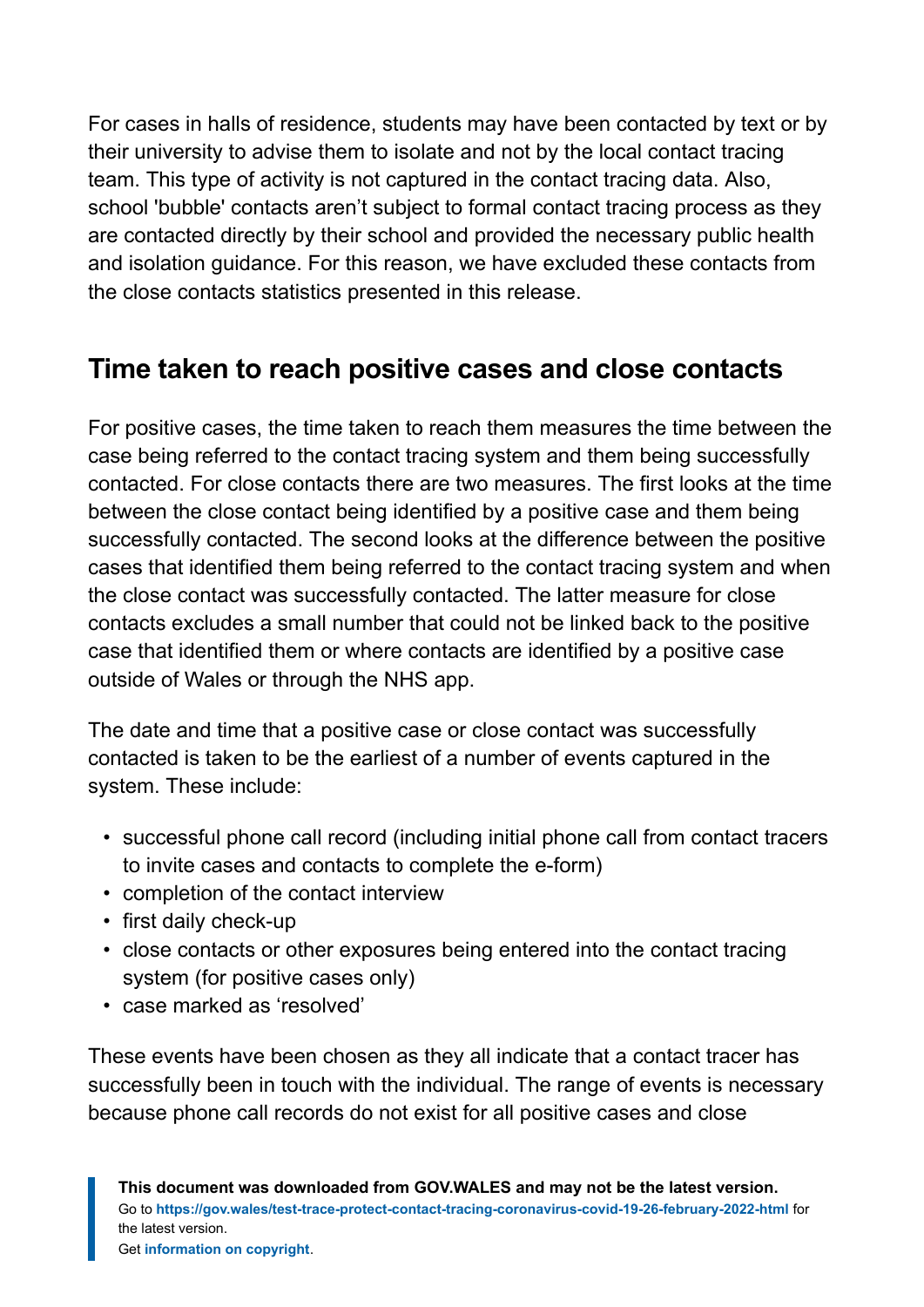For cases in halls of residence, students may have been contacted by text or by their university to advise them to isolate and not by the local contact tracing team. This type of activity is not captured in the contact tracing data. Also, school 'bubble' contacts aren't subject to formal contact tracing process as they are contacted directly by their school and provided the necessary public health and isolation guidance. For this reason, we have excluded these contacts from the close contacts statistics presented in this release.

## Time taken to reach positive cases and close contacts

For positive cases, the time taken to reach them measures the time between the case being referred to the contact tracing system and them being successfully contacted. For close contacts there are two measures. The first looks at the time between the close contact being identified by a positive case and them being successfully contacted. The second looks at the difference between the positive cases that identified them being referred to the contact tracing system and when the close contact was successfully contacted. The latter measure for close contacts excludes a small number that could not be linked back to the positive case that identified them or where contacts are identified by a positive case outside of Wales or through the NHS app.

The date and time that a positive case or close contact was successfully contacted is taken to be the earliest of a number of events captured in the system. These include:

- successful phone call record (including initial phone call from contact tracers to invite cases and contacts to complete the e-form)
- completion of the contact interview
- first daily check-up
- close contacts or other exposures being entered into the contact tracing system (for positive cases only)
- case marked as 'resolved'

These events have been chosen as they all indicate that a contact tracer has successfully been in touch with the individual. The range of events is necessary because phone call records do not exist for all positive cases and close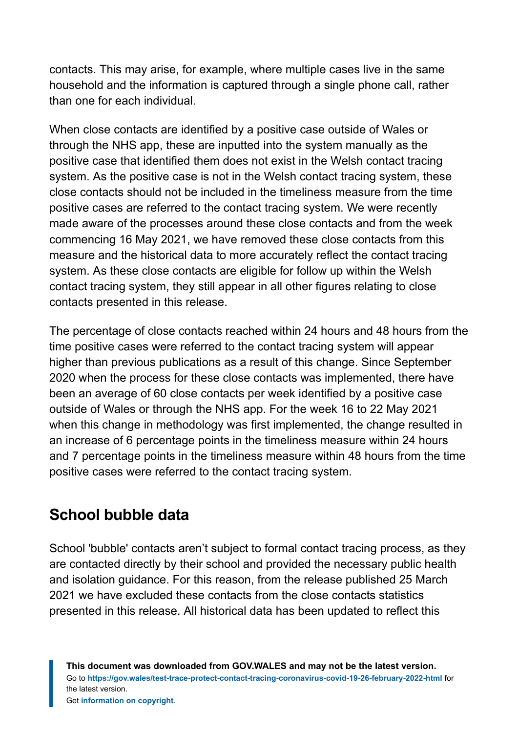contacts. This may arise, for example, where multiple cases live in the same household and the information is captured through a single phone call, rather than one for each individual.

When close contacts are identified by a positive case outside of Wales or through the NHS app, these are inputted into the system manually as the positive case that identified them does not exist in the Welsh contact tracing system. As the positive case is not in the Welsh contact tracing system, these close contacts should not be included in the timeliness measure from the time positive cases are referred to the contact tracing system. We were recently made aware of the processes around these close contacts and from the week commencing 16 May 2021, we have removed these close contacts from this measure and the historical data to more accurately reflect the contact tracing system. As these close contacts are eligible for follow up within the Welsh contact tracing system, they still appear in all other figures relating to close contacts presented in this release.

The percentage of close contacts reached within 24 hours and 48 hours from the time positive cases were referred to the contact tracing system will appear higher than previous publications as a result of this change. Since September 2020 when the process for these close contacts was implemented, there have been an average of 60 close contacts per week identified by a positive case outside of Wales or through the NHS app. For the week 16 to 22 May 2021 when this change in methodology was first implemented, the change resulted in an increase of 6 percentage points in the timeliness measure within 24 hours and 7 percentage points in the timeliness measure within 48 hours from the time positive cases were referred to the contact tracing system.

## School bubble data

School 'bubble' contacts aren't subject to formal contact tracing process, as they are contacted directly by their school and provided the necessary public health and isolation guidance. For this reason, from the release published 25 March 2021 we have excluded these contacts from the close contacts statistics presented in this release. All historical data has been updated to reflect this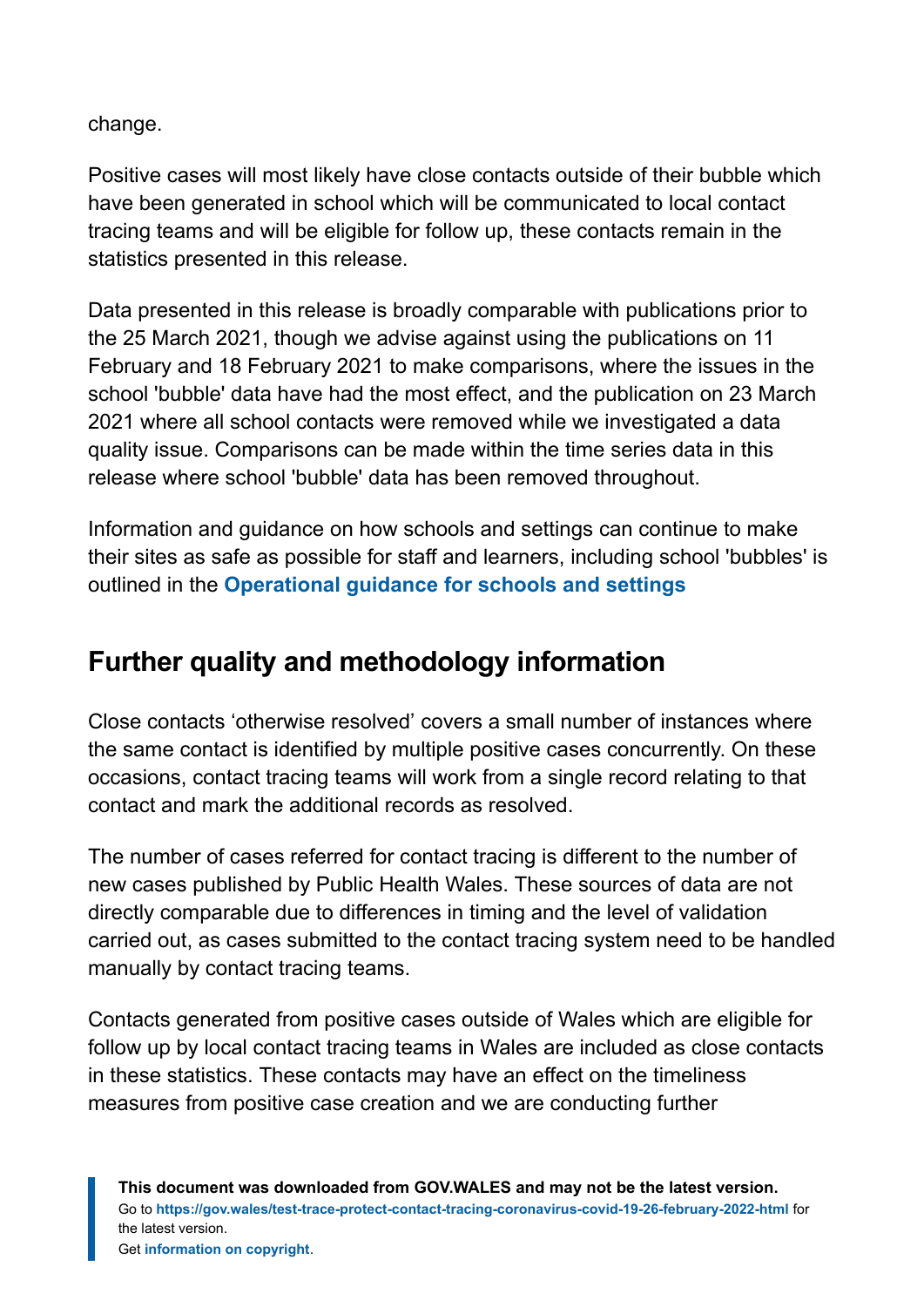change.

Positive cases will most likely have close contacts outside of their bubble which have been generated in school which will be communicated to local contact tracing teams and will be eligible for follow up, these contacts remain in the statistics presented in this release.

Data presented in this release is broadly comparable with publications prior to the 25 March 2021, though we advise against using the publications on 11 February and 18 February 2021 to make comparisons, where the issues in the school 'bubble' data have had the most effect, and the publication on 23 March 2021 where all school contacts were removed while we investigated a data quality issue. Comparisons can be made within the time series data in this release where school 'bubble' data has been removed throughout.

Information and guidance on how schools and settings can continue to make their sites as safe as possible for staff and learners, including school 'bubbles' is outlined in the **Operational guidance for schools and settings**

## Further quality and methodology information

Close contacts 'otherwise resolved' covers a small number of instances where the same contact is identified by multiple positive cases concurrently. On these occasions, contact tracing teams will work from a single record relating to that contact and mark the additional records as resolved.

The number of cases referred for contact tracing is different to the number of new cases published by Public Health Wales. These sources of data are not directly comparable due to differences in timing and the level of validation carried out, as cases submitted to the contact tracing system need to be handled manually by contact tracing teams.

Contacts generated from positive cases outside of Wales which are eligible for follow up by local contact tracing teams in Wales are included as close contacts in these statistics. These contacts may have an effect on the timeliness measures from positive case creation and we are conducting further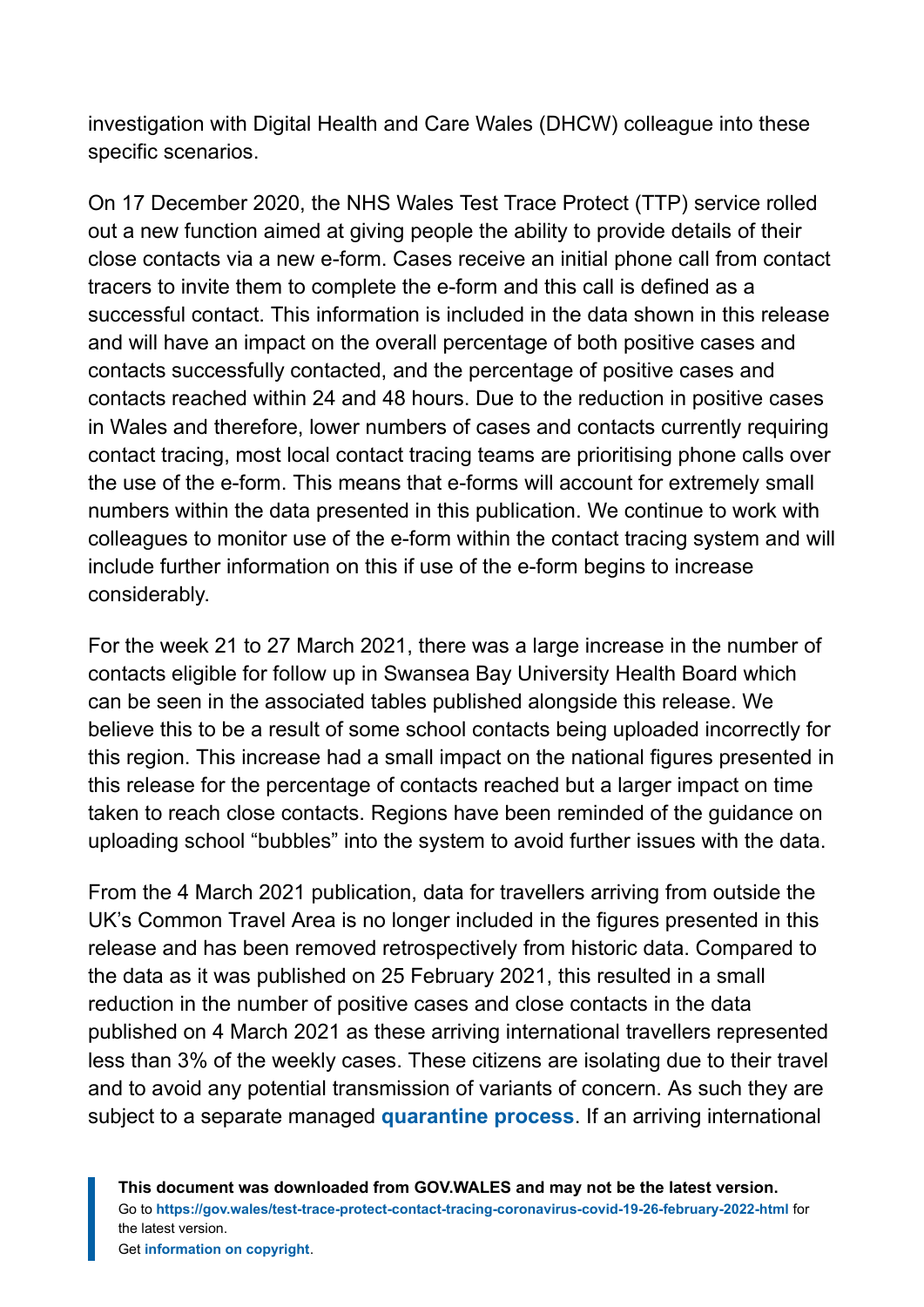investigation with Digital Health and Care Wales (DHCW) colleague into these specific scenarios.

On 17 December 2020, the NHS Wales Test Trace Protect (TTP) service rolled out a new function aimed at giving people the ability to provide details of their close contacts via a new e-form. Cases receive an initial phone call from contact tracers to invite them to complete the e-form and this call is defined as a successful contact. This information is included in the data shown in this release and will have an impact on the overall percentage of both positive cases and contacts successfully contacted, and the percentage of positive cases and contacts reached within 24 and 48 hours. Due to the reduction in positive cases in Wales and therefore, lower numbers of cases and contacts currently requiring contact tracing, most local contact tracing teams are prioritising phone calls over the use of the e-form. This means that e-forms will account for extremely small numbers within the data presented in this publication. We continue to work with colleagues to monitor use of the e-form within the contact tracing system and will include further information on this if use of the e-form begins to increase considerably.

For the week 21 to 27 March 2021, there was a large increase in the number of contacts eligible for follow up in Swansea Bay University Health Board which can be seen in the associated tables published alongside this release. We believe this to be a result of some school contacts being uploaded incorrectly for this region. This increase had a small impact on the national figures presented in this release for the percentage of contacts reached but a larger impact on time taken to reach close contacts. Regions have been reminded of the guidance on uploading school "bubbles" into the system to avoid further issues with the data.

From the 4 March 2021 publication, data for travellers arriving from outside the UK's Common Travel Area is no longer included in the figures presented in this release and has been removed retrospectively from historic data. Compared to the data as it was published on 25 February 2021, this resulted in a small reduction in the number of positive cases and close contacts in the data published on 4 March 2021 as these arriving international travellers represented less than 3% of the weekly cases. These citizens are isolating due to their travel and to avoid any potential transmission of variants of concern. As such they are subject to a separate managed **quarantine process**. If an arriving international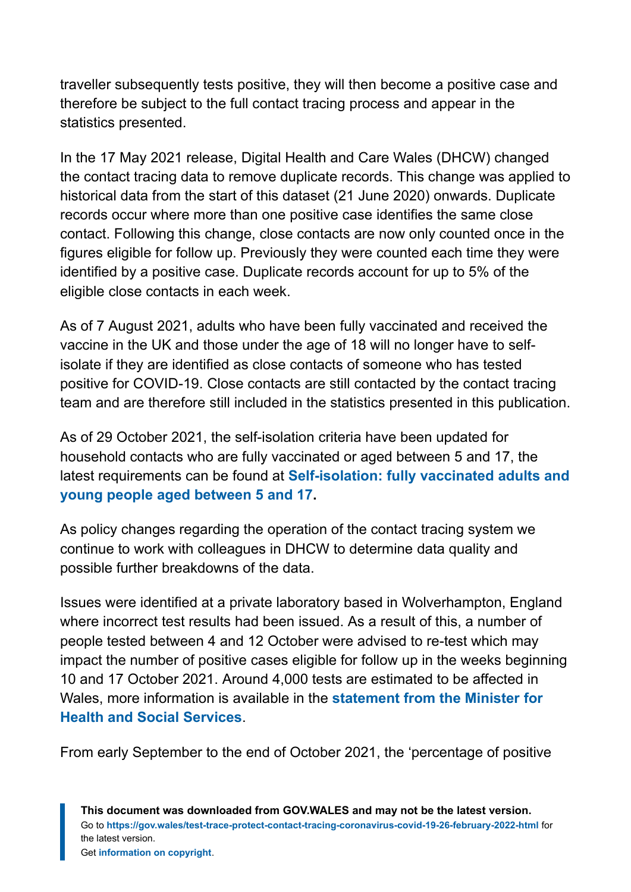traveller subsequently tests positive, they will then become a positive case and therefore be subject to the full contact tracing process and appear in the statistics presented.

In the 17 May 2021 release, Digital Health and Care Wales (DHCW) changed the contact tracing data to remove duplicate records. This change was applied to historical data from the start of this dataset (21 June 2020) onwards. Duplicate records occur where more than one positive case identifies the same close contact. Following this change, close contacts are now only counted once in the figures eligible for follow up. Previously they were counted each time they were identified by a positive case. Duplicate records account for up to 5% of the eligible close contacts in each week.

As of 7 August 2021, adults who have been fully vaccinated and received the vaccine in the UK and those under the age of 18 will no longer have to self-isolate if they are identified as close contacts of someone who has tested positive for COVID-19. Close contacts are still contacted by the contact tracing team and are therefore still included in the statistics presented in this publication.

As of 29 October 2021, the self-isolation criteria have been updated for household contacts who are fully vaccinated or aged between 5 and 17, the latest requirements can be found at **Self-isolation: fully vaccinated adults and young people aged between 5 and 17**.

As policy changes regarding the operation of the contact tracing system we continue to work with colleagues in DHCW to determine data quality and possible further breakdowns of the data.

Issues were identified at a private laboratory based in Wolverhampton, England where incorrect test results had been issued. As a result of this, a number of people tested between 4 and 12 October were advised to re-test which may impact the number of positive cases eligible for follow up in the weeks beginning 10 and 17 October 2021. Around 4,000 tests are estimated to be affected in Wales, more information is available in the **statement from the Minister for Health and Social Services**.

From early September to the end of October 2021, the 'percentage of positive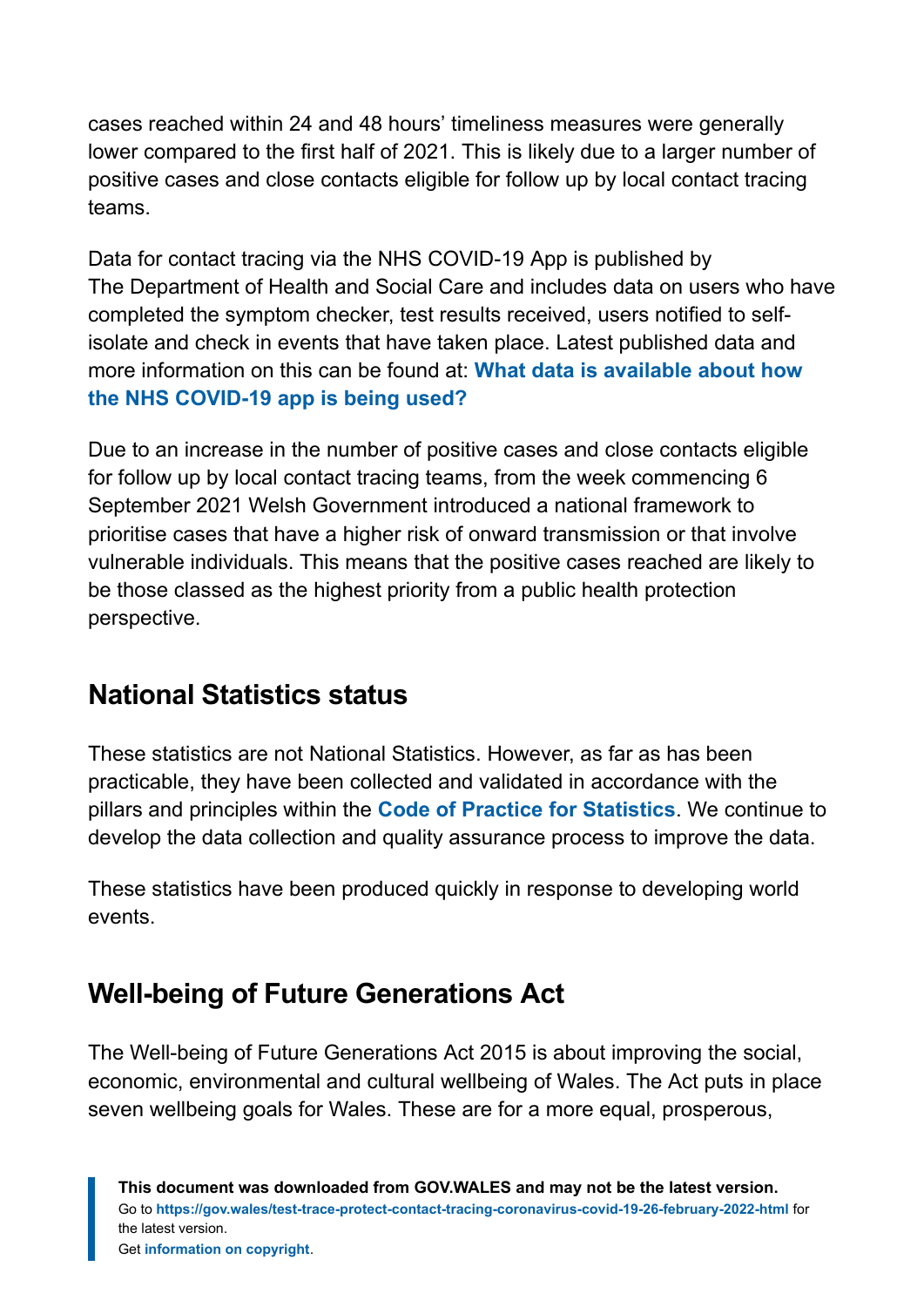cases reached within 24 and 48 hours' timeliness measures were generally lower compared to the first half of 2021. This is likely due to a larger number of positive cases and close contacts eligible for follow up by local contact tracing teams.

Data for contact tracing via the NHS COVID-19 App is published by The Department of Health and Social Care and includes data on users who have completed the symptom checker, test results received, users notified to self-isolate and check in events that have taken place. Latest published data and more information on this can be found at: **What data is available about how the NHS COVID-19 app is being used?**

Due to an increase in the number of positive cases and close contacts eligible for follow up by local contact tracing teams, from the week commencing 6 September 2021 Welsh Government introduced a national framework to prioritise cases that have a higher risk of onward transmission or that involve vulnerable individuals. This means that the positive cases reached are likely to be those classed as the highest priority from a public health protection perspective.

## National Statistics status

These statistics are not National Statistics. However, as far as has been practicable, they have been collected and validated in accordance with the pillars and principles within the **Code of Practice for Statistics**. We continue to develop the data collection and quality assurance process to improve the data.

These statistics have been produced quickly in response to developing world events.

## Well-being of Future Generations Act

The Well-being of Future Generations Act 2015 is about improving the social, economic, environmental and cultural wellbeing of Wales. The Act puts in place seven wellbeing goals for Wales. These are for a more equal, prosperous,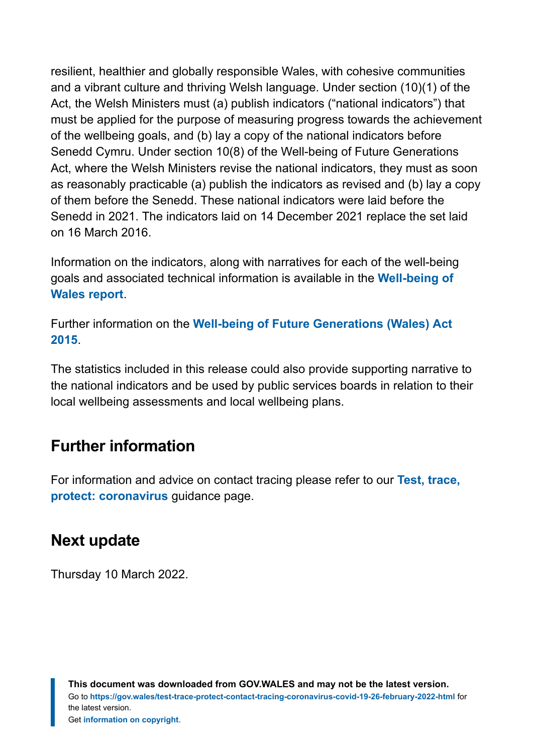resilient, healthier and globally responsible Wales, with cohesive communities and a vibrant culture and thriving Welsh language. Under section (10)(1) of the Act, the Welsh Ministers must (a) publish indicators ("national indicators") that must be applied for the purpose of measuring progress towards the achievement of the wellbeing goals, and (b) lay a copy of the national indicators before Senedd Cymru. Under section 10(8) of the Well-being of Future Generations Act, where the Welsh Ministers revise the national indicators, they must as soon as reasonably practicable (a) publish the indicators as revised and (b) lay a copy of them before the Senedd. These national indicators were laid before the Senedd in 2021. The indicators laid on 14 December 2021 replace the set laid on 16 March 2016.

Information on the indicators, along with narratives for each of the well-being goals and associated technical information is available in the **Well-being of Wales report**.

Further information on the **Well-being of Future Generations (Wales) Act 2015**.

The statistics included in this release could also provide supporting narrative to the national indicators and be used by public services boards in relation to their local wellbeing assessments and local wellbeing plans.

## Further information

For information and advice on contact tracing please refer to our **Test, trace, protect: coronavirus** guidance page.

## Next update

Thursday 10 March 2022.

**This document was downloaded from GOV.WALES and may not be the latest version.**
Go to **https://gov.wales/test-trace-protect-contact-tracing-coronavirus-covid-19-26-february-2022-html** for the latest version.
Get **information on copyright**.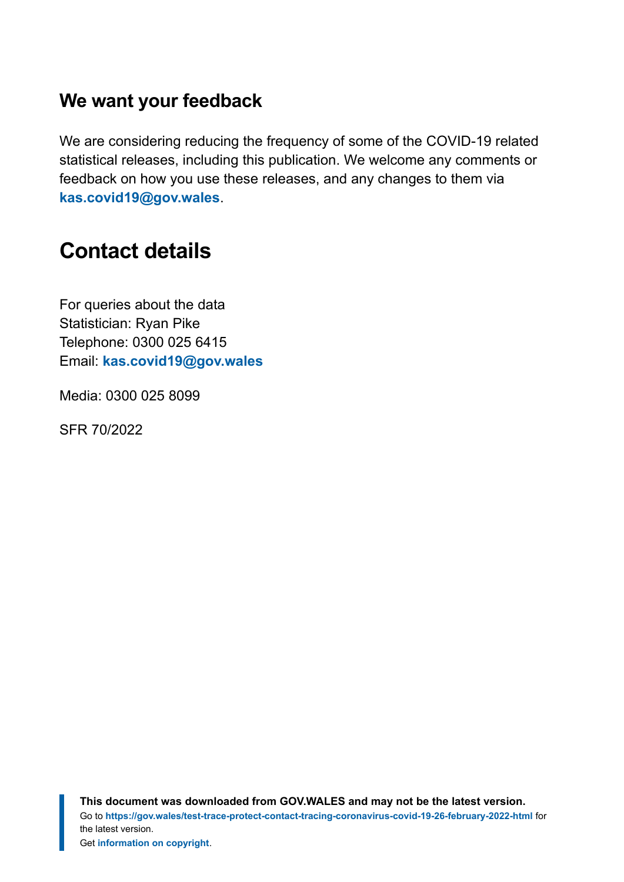### We want your feedback

We are considering reducing the frequency of some of the COVID-19 related statistical releases, including this publication. We welcome any comments or feedback on how you use these releases, and any changes to them via **kas.covid19@gov.wales**.

## Contact details

For queries about the data
Statistician: Ryan Pike
Telephone: 0300 025 6415
Email: **kas.covid19@gov.wales**

Media: 0300 025 8099

SFR 70/2022

**This document was downloaded from GOV.WALES and may not be the latest version.**
Go to **https://gov.wales/test-trace-protect-contact-tracing-coronavirus-covid-19-26-february-2022-html** for the latest version.
Get **information on copyright**.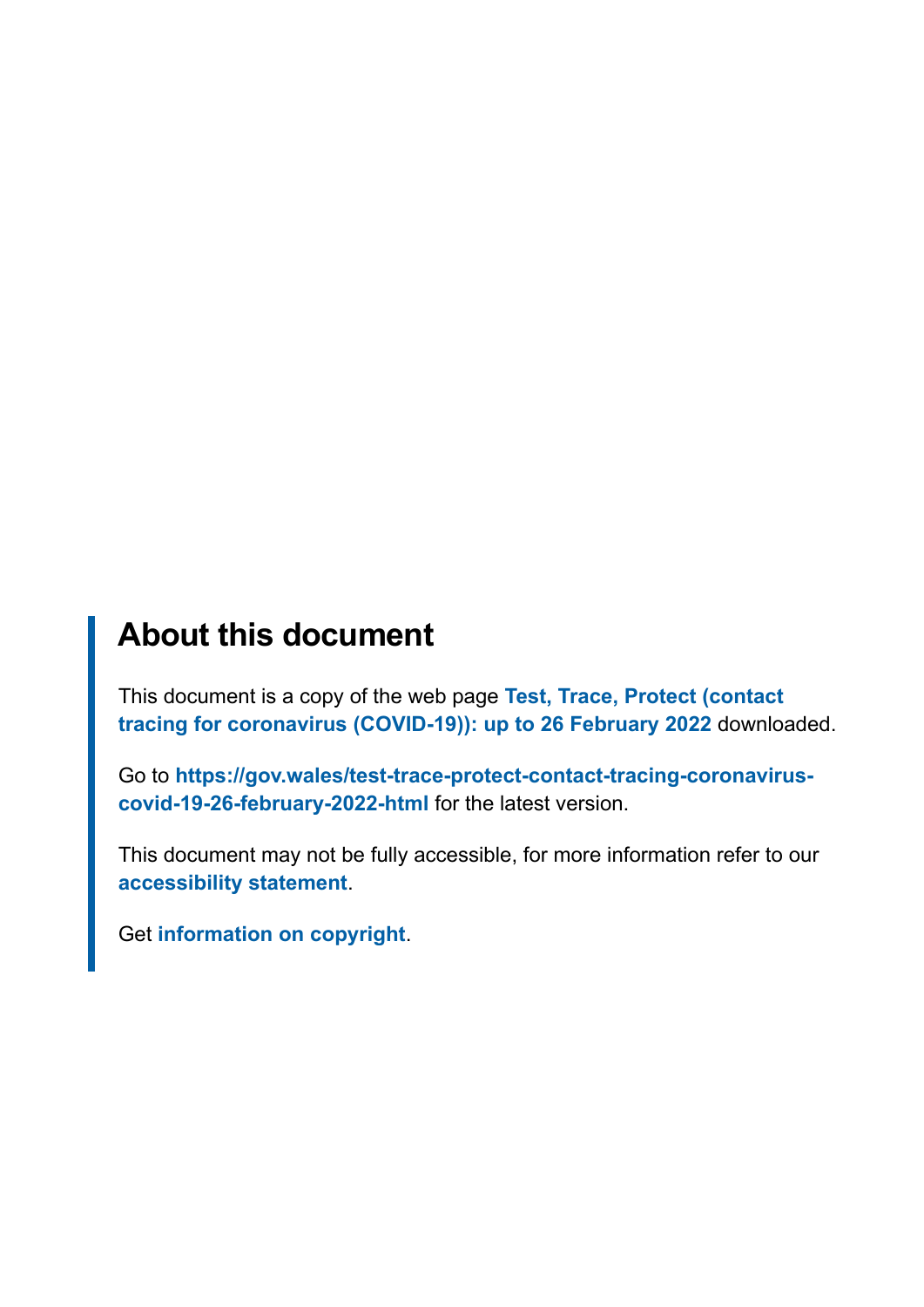## About this document

This document is a copy of the web page **Test, Trace, Protect (contact tracing for coronavirus (COVID-19)): up to 26 February 2022** downloaded.

Go to **https://gov.wales/test-trace-protect-contact-tracing-coronavirus-covid-19-26-february-2022-html** for the latest version.

This document may not be fully accessible, for more information refer to our **accessibility statement**.

Get **information on copyright**.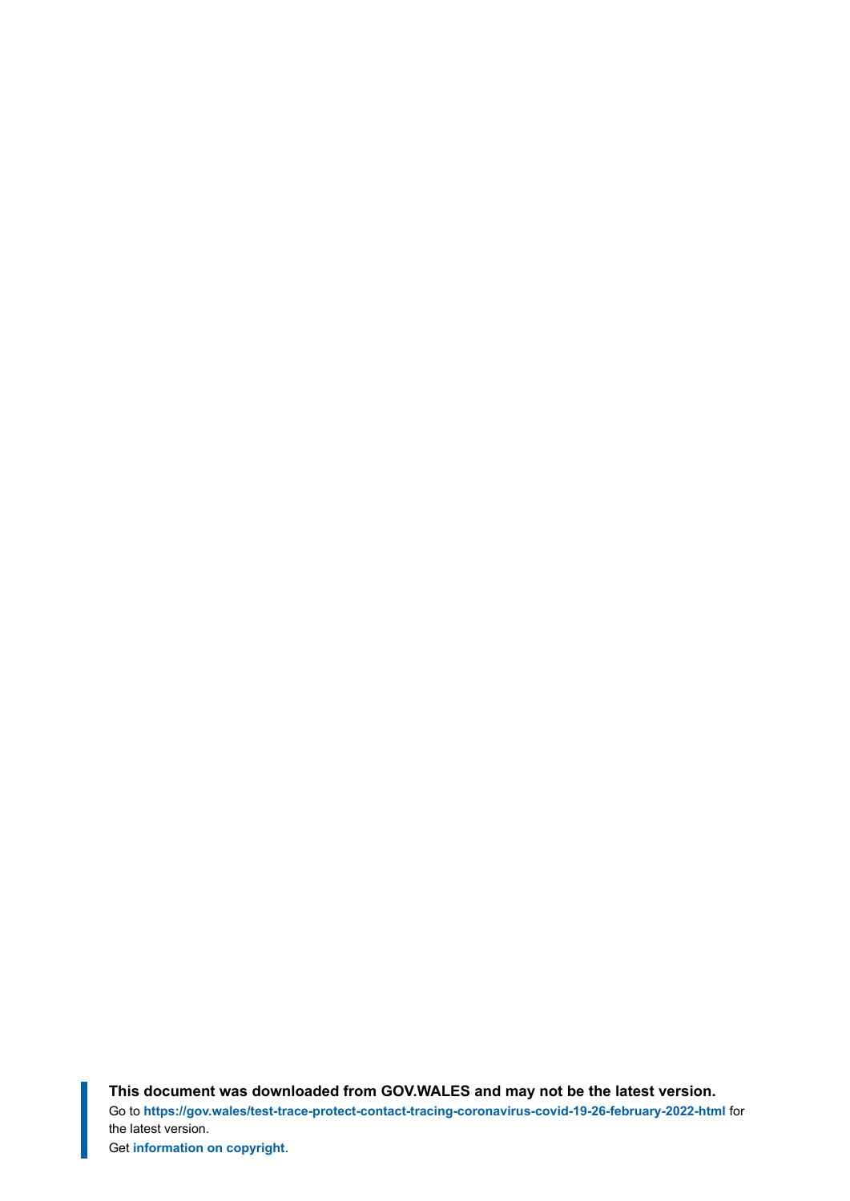**This document was downloaded from GOV.WALES and may not be the latest version.**

Go to **https://gov.wales/test-trace-protect-contact-tracing-coronavirus-covid-19-26-february-2022-html** for the latest version.

Get **information on copyright**.